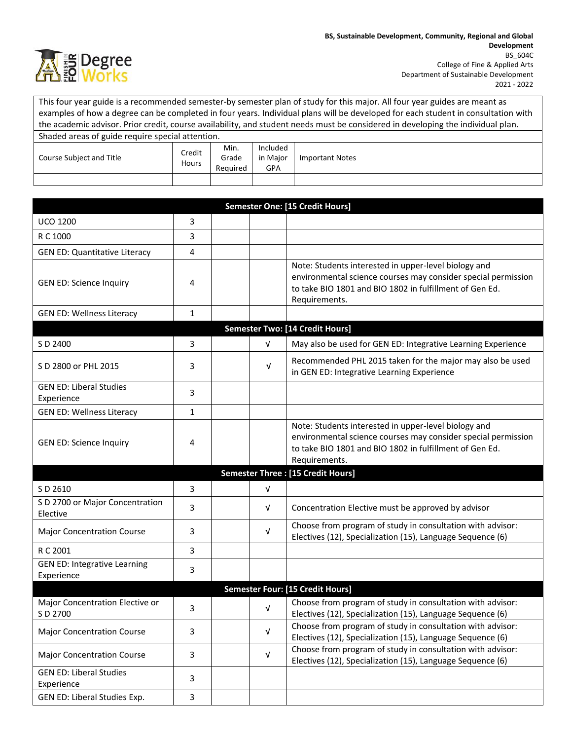**BS, Sustainable Development, Community, Regional and Global Development**
BS_604C
College of Fine & Applied Arts
Department of Sustainable Development
2021 - 2022

This four year guide is a recommended semester-by semester plan of study for this major. All four year guides are meant as examples of how a degree can be completed in four years. Individual plans will be developed for each student in consultation with the academic advisor. Prior credit, course availability, and student needs must be considered in developing the individual plan.

Shaded areas of guide require special attention.

| Course Subject and Title | Credit Hours | Min. Grade Required | Included in Major GPA | Important Notes |
|---|---|---|---|---|
| **Semester One: [15 Credit Hours]** | | | | |
| UCO 1200 | 3 | | | |
| R C 1000 | 3 | | | |
| GEN ED: Quantitative Literacy | 4 | | | |
| GEN ED: Science Inquiry | 4 | | | Note: Students interested in upper-level biology and environmental science courses may consider special permission to take BIO 1801 and BIO 1802 in fulfillment of Gen Ed. Requirements. |
| GEN ED: Wellness Literacy | 1 | | | |
| **Semester Two: [14 Credit Hours]** | | | | |
| S D 2400 | 3 | | √ | May also be used for GEN ED: Integrative Learning Experience |
| S D 2800 or PHL 2015 | 3 | | √ | Recommended PHL 2015 taken for the major may also be used in GEN ED: Integrative Learning Experience |
| GEN ED: Liberal Studies Experience | 3 | | | |
| GEN ED: Wellness Literacy | 1 | | | |
| GEN ED: Science Inquiry | 4 | | | Note: Students interested in upper-level biology and environmental science courses may consider special permission to take BIO 1801 and BIO 1802 in fulfillment of Gen Ed. Requirements. |
| **Semester Three : [15 Credit Hours]** | | | | |
| S D 2610 | 3 | | √ | |
| S D 2700 or Major Concentration Elective | 3 | | √ | Concentration Elective must be approved by advisor |
| Major Concentration Course | 3 | | √ | Choose from program of study in consultation with advisor: Electives (12), Specialization (15), Language Sequence (6) |
| R C 2001 | 3 | | | |
| GEN ED: Integrative Learning Experience | 3 | | | |
| **Semester Four: [15 Credit Hours]** | | | | |
| Major Concentration Elective or S D 2700 | 3 | | √ | Choose from program of study in consultation with advisor: Electives (12), Specialization (15), Language Sequence (6) |
| Major Concentration Course | 3 | | √ | Choose from program of study in consultation with advisor: Electives (12), Specialization (15), Language Sequence (6) |
| Major Concentration Course | 3 | | √ | Choose from program of study in consultation with advisor: Electives (12), Specialization (15), Language Sequence (6) |
| GEN ED: Liberal Studies Experience | 3 | | | |
| GEN ED: Liberal Studies Exp. | 3 | | | |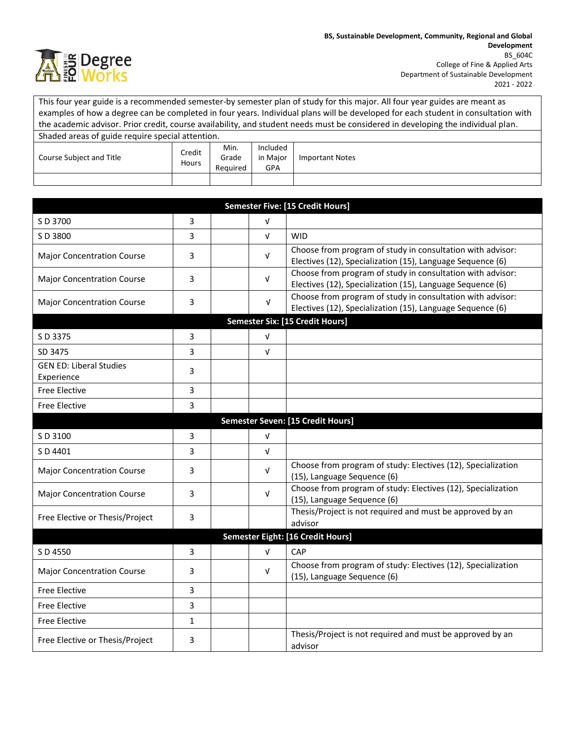**BS, Sustainable Development, Community, Regional and Global Development**
BS_604C
College of Fine & Applied Arts
Department of Sustainable Development
2021 - 2022

| This four year guide is a recommended semester-by semester plan of study for this major. All four year guides are meant as examples of how a degree can be completed in four years. Individual plans will be developed for each student in consultation with the academic advisor. Prior credit, course availability, and student needs must be considered in developing the individual plan. | | | | |
|---|---|---|---|---|
| Shaded areas of guide require special attention. | | | | |
| Course Subject and Title | Credit Hours | Min. Grade Required | Included in Major GPA | Important Notes |
| | | | | |

| Course Subject and Title | Credit Hours | Min. Grade Required | Included in Major GPA | Important Notes |
|---|---|---|---|---|
| **Semester Five: [15 Credit Hours]** | | | | |
| S D 3700 | 3 | | √ | |
| S D 3800 | 3 | | √ | WID |
| Major Concentration Course | 3 | | √ | Choose from program of study in consultation with advisor: Electives (12), Specialization (15), Language Sequence (6) |
| Major Concentration Course | 3 | | √ | Choose from program of study in consultation with advisor: Electives (12), Specialization (15), Language Sequence (6) |
| Major Concentration Course | 3 | | √ | Choose from program of study in consultation with advisor: Electives (12), Specialization (15), Language Sequence (6) |
| **Semester Six: [15 Credit Hours]** | | | | |
| S D 3375 | 3 | | √ | |
| SD 3475 | 3 | | √ | |
| GEN ED: Liberal Studies Experience | 3 | | | |
| Free Elective | 3 | | | |
| Free Elective | 3 | | | |
| **Semester Seven: [15 Credit Hours]** | | | | |
| S D 3100 | 3 | | √ | |
| S D 4401 | 3 | | √ | |
| Major Concentration Course | 3 | | √ | Choose from program of study: Electives (12), Specialization (15), Language Sequence (6) |
| Major Concentration Course | 3 | | √ | Choose from program of study: Electives (12), Specialization (15), Language Sequence (6) |
| Free Elective or Thesis/Project | 3 | | | Thesis/Project is not required and must be approved by an advisor |
| **Semester Eight: [16 Credit Hours]** | | | | |
| S D 4550 | 3 | | √ | CAP |
| Major Concentration Course | 3 | | √ | Choose from program of study: Electives (12), Specialization (15), Language Sequence (6) |
| Free Elective | 3 | | | |
| Free Elective | 3 | | | |
| Free Elective | 1 | | | |
| Free Elective or Thesis/Project | 3 | | | Thesis/Project is not required and must be approved by an advisor |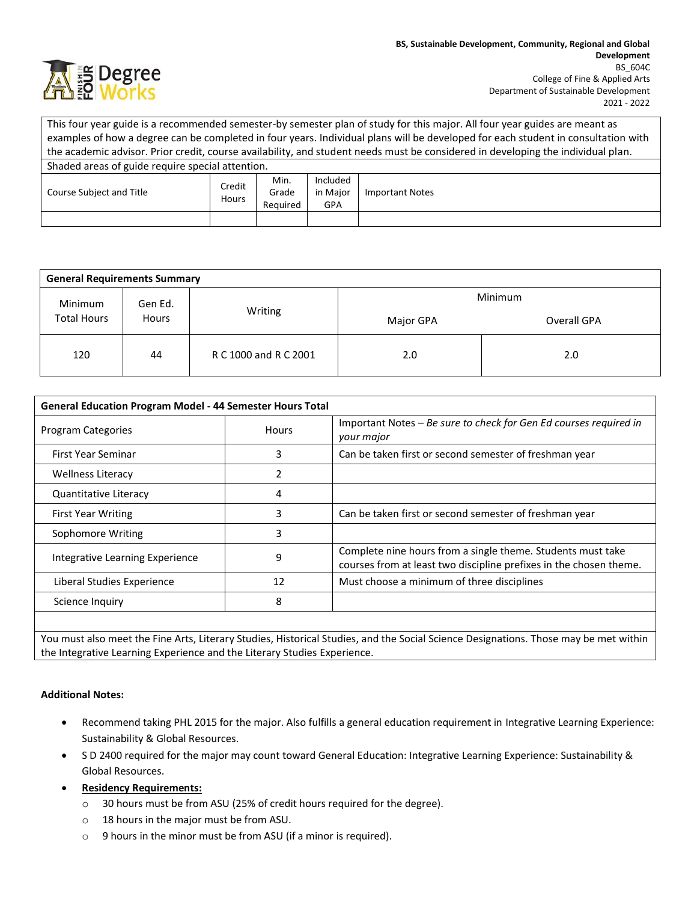**BS, Sustainable Development, Community, Regional and Global Development**
BS_604C
College of Fine & Applied Arts
Department of Sustainable Development
2021 - 2022

| This four year guide is a recommended semester-by semester plan of study for this major. All four year guides are meant as examples of how a degree can be completed in four years. Individual plans will be developed for each student in consultation with the academic advisor. Prior credit, course availability, and student needs must be considered in developing the individual plan. | | | | |
|---|---|---|---|---|
| Shaded areas of guide require special attention. | | | | |
| Course Subject and Title | Credit Hours | Min. Grade Required | Included in Major GPA | Important Notes |
| | | | | |

| General Requirements Summary | | | | |
|---|---|---|---|---|
| Minimum Total Hours | Gen Ed. Hours | Writing | Minimum | |
| | | | Major GPA | Overall GPA |
| 120 | 44 | R C 1000 and R C 2001 | 2.0 | 2.0 |

| General Education Program Model - 44 Semester Hours Total | | |
|---|---|---|
| Program Categories | Hours | Important Notes – *Be sure to check for Gen Ed courses required in your major* |
| First Year Seminar | 3 | Can be taken first or second semester of freshman year |
| Wellness Literacy | 2 | |
| Quantitative Literacy | 4 | |
| First Year Writing | 3 | Can be taken first or second semester of freshman year |
| Sophomore Writing | 3 | |
| Integrative Learning Experience | 9 | Complete nine hours from a single theme. Students must take courses from at least two discipline prefixes in the chosen theme. |
| Liberal Studies Experience | 12 | Must choose a minimum of three disciplines |
| Science Inquiry | 8 | |
| | | |
| You must also meet the Fine Arts, Literary Studies, Historical Studies, and the Social Science Designations. Those may be met within the Integrative Learning Experience and the Literary Studies Experience. | | |

**Additional Notes:**

- Recommend taking PHL 2015 for the major. Also fulfills a general education requirement in Integrative Learning Experience: Sustainability & Global Resources.
- S D 2400 required for the major may count toward General Education: Integrative Learning Experience: Sustainability & Global Resources.
- **Residency Requirements:**
  - 30 hours must be from ASU (25% of credit hours required for the degree).
  - 18 hours in the major must be from ASU.
  - 9 hours in the minor must be from ASU (if a minor is required).